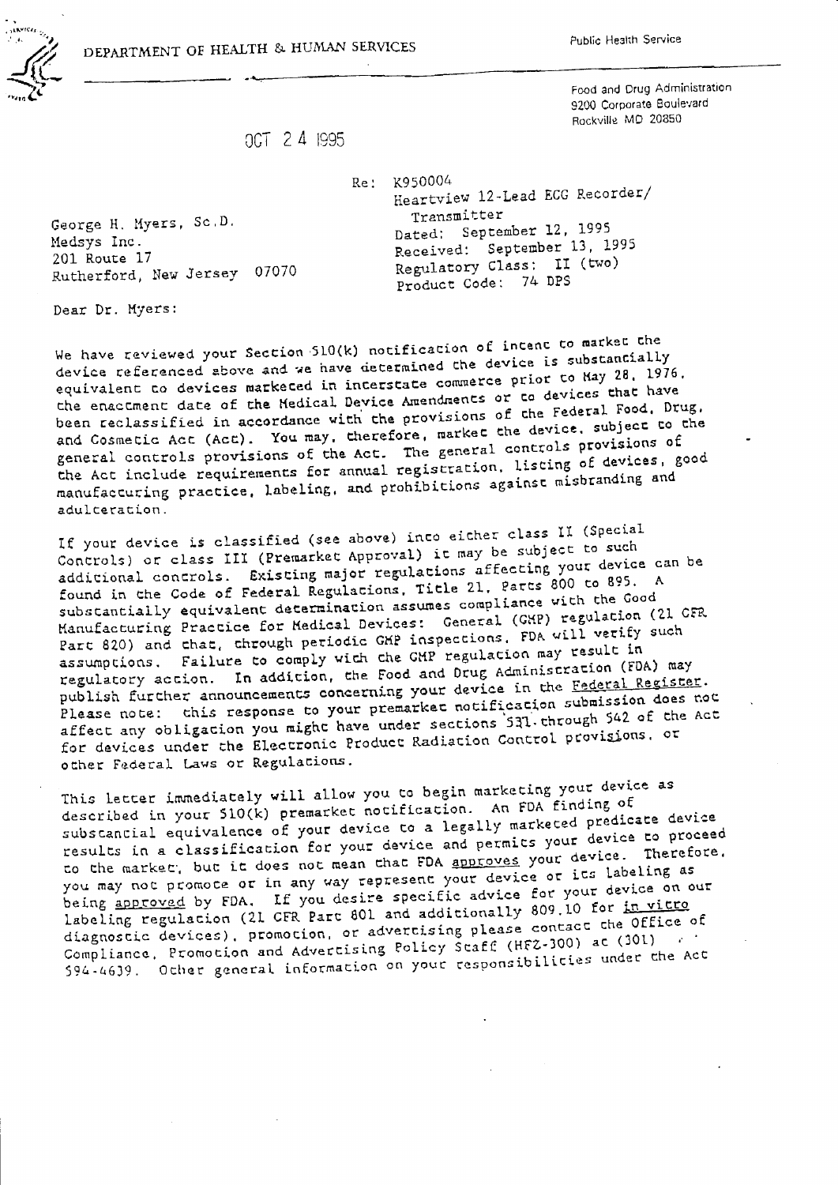DEPARTMENT OF HEALTH & HUMAN SERVICES

Public Health Service

Food and Drug Administration
9200 Corporate Boulevard
Rockville MD 20850

OCT 24 1995

George H. Myers, Sc.D.
Medsys Inc.
201 Route 17
Rutherford, New Jersey 07070

Re: K950004
Heartview 12-Lead ECG Recorder/
Transmitter
Dated: September 12, 1995
Received: September 13, 1995
Regulatory Class: II (two)
Product Code: 74 DPS

Dear Dr. Myers:

We have reviewed your Section 510(k) notification of intent to market the device referenced above and we have determined the device is substantially equivalent to devices marketed in interstate commerce prior to May 28, 1976, the enactment date of the Medical Device Amendments or to devices that have been reclassified in accordance with the provisions of the Federal Food, Drug, and Cosmetic Act (Act). You may, therefore, market the device, subject to the general controls provisions of the Act. The general controls provisions of the Act include requirements for annual registration, listing of devices, good manufacturing practice, labeling, and prohibitions against misbranding and adulteration.

If your device is classified (see above) into either class II (Special Controls) or class III (Premarket Approval) it may be subject to such additional controls. Existing major regulations affecting your device can be found in the Code of Federal Regulations, Title 21, Parts 800 to 895. A substantially equivalent determination assumes compliance with the Good Manufacturing Practice for Medical Devices: General (GMP) regulation (21 CFR Part 820) and that, through periodic GMP inspections, FDA will verify such assumptions. Failure to comply with the GMP regulation may result in regulatory action. In addition, the Food and Drug Administration (FDA) may publish further announcements concerning your device in the Federal Register. Please note: this response to your premarket notification submission does not affect any obligation you might have under sections 531 through 542 of the Act for devices under the Electronic Product Radiation Control provisions, or other Federal Laws or Regulations.

This letter immediately will allow you to begin marketing your device as described in your 510(k) premarket notification. An FDA finding of substantial equivalence of your device to a legally marketed predicate device results in a classification for your device and permits your device to proceed to the market, but it does not mean that FDA approves your device. Therefore, you may not promote or in any way represent your device or its labeling as being approved by FDA. If you desire specific advice for your device on our labeling regulation (21 CFR Part 801 and additionally 809.10 for *in vitro* diagnostic devices), promotion, or advertising please contact the Office of Compliance, Promotion and Advertising Policy Staff (HFZ-300) at (301) 594-4639. Other general information on your responsibilities under the Act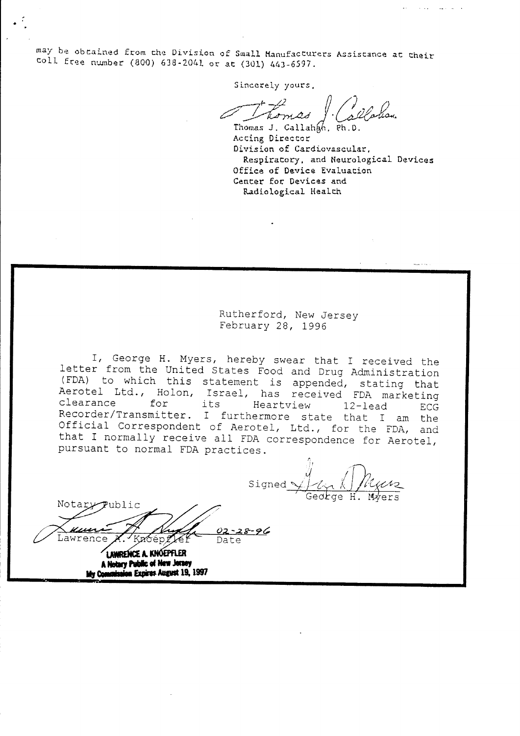may be obtained from the Division of Small Manufacturers Assistance at their toll free number (800) 638-2041 or at (301) 443-6597.

Sincerely yours,

Thomas J. Callahan, Ph.D.
Acting Director
Division of Cardiovascular,
Respiratory, and Neurological Devices
Office of Device Evaluation
Center for Devices and
Radiological Health

---

Rutherford, New Jersey
February 28, 1996

I, George H. Myers, hereby swear that I received the letter from the United States Food and Drug Administration (FDA) to which this statement is appended, stating that Aerotel Ltd., Holon, Israel, has received FDA marketing clearance for its Heartview 12-lead ECG Recorder/Transmitter. I furthermore state that I am the Official Correspondent of Aerotel, Ltd., for the FDA, and that I normally receive all FDA correspondence for Aerotel, pursuant to normal FDA practices.

Signed
George H. Myers

Notary Public

Lawrence A. Knoepfler    02-28-96
Date

**LAWRENCE A. KNOEPFLER**
**A Notary Public of New Jersey**
**My Commission Expires August 19, 1997**